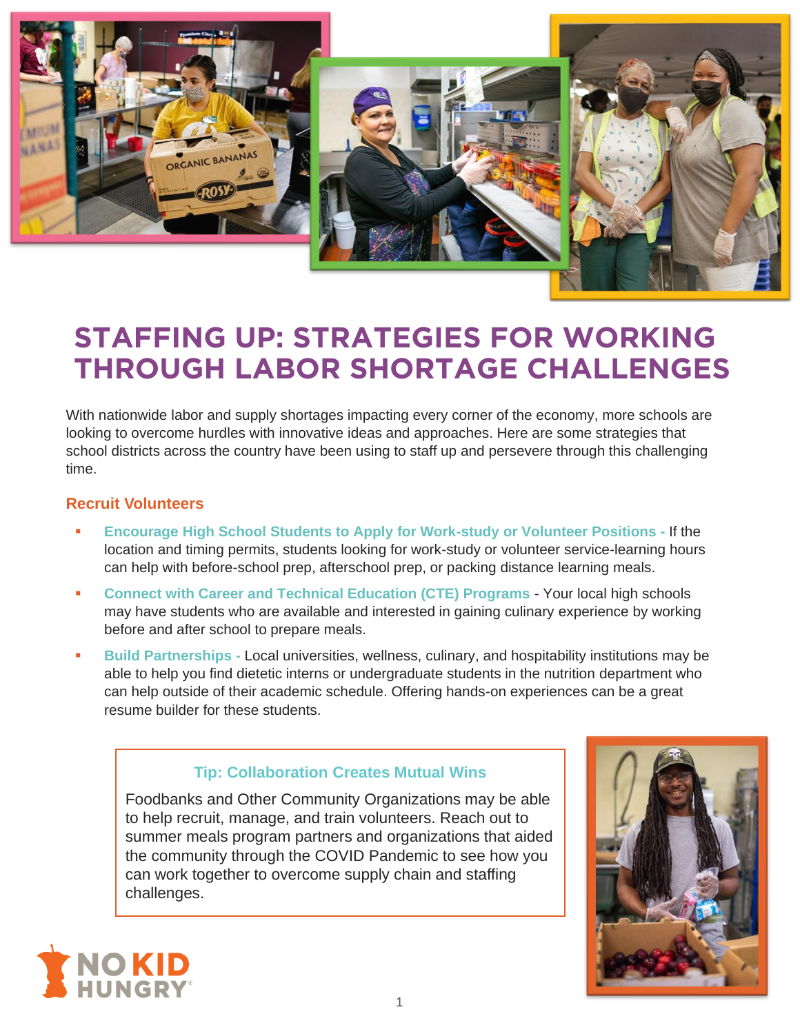# STAFFING UP: STRATEGIES FOR WORKING THROUGH LABOR SHORTAGE CHALLENGES

With nationwide labor and supply shortages impacting every corner of the economy, more schools are looking to overcome hurdles with innovative ideas and approaches. Here are some strategies that school districts across the country have been using to staff up and persevere through this challenging time.

## Recruit Volunteers

- **Encourage High School Students to Apply for Work-study or Volunteer Positions -** If the location and timing permits, students looking for work-study or volunteer service-learning hours can help with before-school prep, afterschool prep, or packing distance learning meals.
- **Connect with Career and Technical Education (CTE) Programs** - Your local high schools may have students who are available and interested in gaining culinary experience by working before and after school to prepare meals.
- **Build Partnerships -** Local universities, wellness, culinary, and hospitality institutions may be able to help you find dietetic interns or undergraduate students in the nutrition department who can help outside of their academic schedule. Offering hands-on experiences can be a great resume builder for these students.

> **Tip: Collaboration Creates Mutual Wins**
>
> Foodbanks and Other Community Organizations may be able to help recruit, manage, and train volunteers. Reach out to summer meals program partners and organizations that aided the community through the COVID Pandemic to see how you can work together to overcome supply chain and staffing challenges.

NO KID HUNGRY®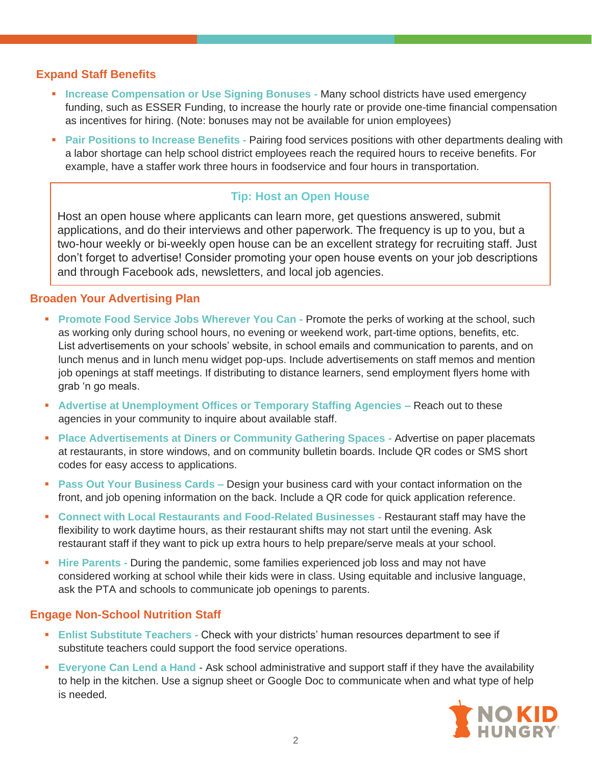## Expand Staff Benefits

- **Increase Compensation or Use Signing Bonuses -** Many school districts have used emergency funding, such as ESSER Funding, to increase the hourly rate or provide one-time financial compensation as incentives for hiring. (Note: bonuses may not be available for union employees)
- **Pair Positions to Increase Benefits -** Pairing food services positions with other departments dealing with a labor shortage can help school district employees reach the required hours to receive benefits. For example, have a staffer work three hours in foodservice and four hours in transportation.

> **Tip: Host an Open House**
>
> Host an open house where applicants can learn more, get questions answered, submit applications, and do their interviews and other paperwork. The frequency is up to you, but a two-hour weekly or bi-weekly open house can be an excellent strategy for recruiting staff. Just don't forget to advertise! Consider promoting your open house events on your job descriptions and through Facebook ads, newsletters, and local job agencies.

## Broaden Your Advertising Plan

- **Promote Food Service Jobs Wherever You Can -** Promote the perks of working at the school, such as working only during school hours, no evening or weekend work, part-time options, benefits, etc. List advertisements on your schools' website, in school emails and communication to parents, and on lunch menus and in lunch menu widget pop-ups. Include advertisements on staff memos and mention job openings at staff meetings. If distributing to distance learners, send employment flyers home with grab 'n go meals.
- **Advertise at Unemployment Offices or Temporary Staffing Agencies –** Reach out to these agencies in your community to inquire about available staff.
- **Place Advertisements at Diners or Community Gathering Spaces -** Advertise on paper placemats at restaurants, in store windows, and on community bulletin boards. Include QR codes or SMS short codes for easy access to applications.
- **Pass Out Your Business Cards –** Design your business card with your contact information on the front, and job opening information on the back. Include a QR code for quick application reference.
- **Connect with Local Restaurants and Food-Related Businesses -** Restaurant staff may have the flexibility to work daytime hours, as their restaurant shifts may not start until the evening. Ask restaurant staff if they want to pick up extra hours to help prepare/serve meals at your school.
- **Hire Parents -** During the pandemic, some families experienced job loss and may not have considered working at school while their kids were in class. Using equitable and inclusive language, ask the PTA and schools to communicate job openings to parents.

## Engage Non-School Nutrition Staff

- **Enlist Substitute Teachers -** Check with your districts' human resources department to see if substitute teachers could support the food service operations.
- **Everyone Can Lend a Hand** - Ask school administrative and support staff if they have the availability to help in the kitchen. Use a signup sheet or Google Doc to communicate when and what type of help is needed.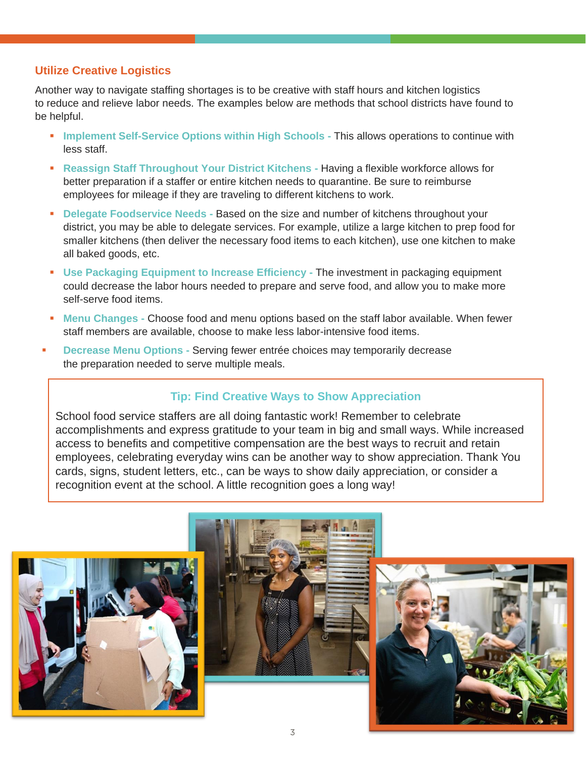## Utilize Creative Logistics

Another way to navigate staffing shortages is to be creative with staff hours and kitchen logistics to reduce and relieve labor needs. The examples below are methods that school districts have found to be helpful.

- **Implement Self-Service Options within High Schools -** This allows operations to continue with less staff.
- **Reassign Staff Throughout Your District Kitchens -** Having a flexible workforce allows for better preparation if a staffer or entire kitchen needs to quarantine. Be sure to reimburse employees for mileage if they are traveling to different kitchens to work.
- **Delegate Foodservice Needs -** Based on the size and number of kitchens throughout your district, you may be able to delegate services. For example, utilize a large kitchen to prep food for smaller kitchens (then deliver the necessary food items to each kitchen), use one kitchen to make all baked goods, etc.
- **Use Packaging Equipment to Increase Efficiency -** The investment in packaging equipment could decrease the labor hours needed to prepare and serve food, and allow you to make more self-serve food items.
- **Menu Changes -** Choose food and menu options based on the staff labor available. When fewer staff members are available, choose to make less labor-intensive food items.
- **Decrease Menu Options -** Serving fewer entrée choices may temporarily decrease the preparation needed to serve multiple meals.

### Tip: Find Creative Ways to Show Appreciation

School food service staffers are all doing fantastic work! Remember to celebrate accomplishments and express gratitude to your team in big and small ways. While increased access to benefits and competitive compensation are the best ways to recruit and retain employees, celebrating everyday wins can be another way to show appreciation. Thank You cards, signs, student letters, etc., can be ways to show daily appreciation, or consider a recognition event at the school. A little recognition goes a long way!